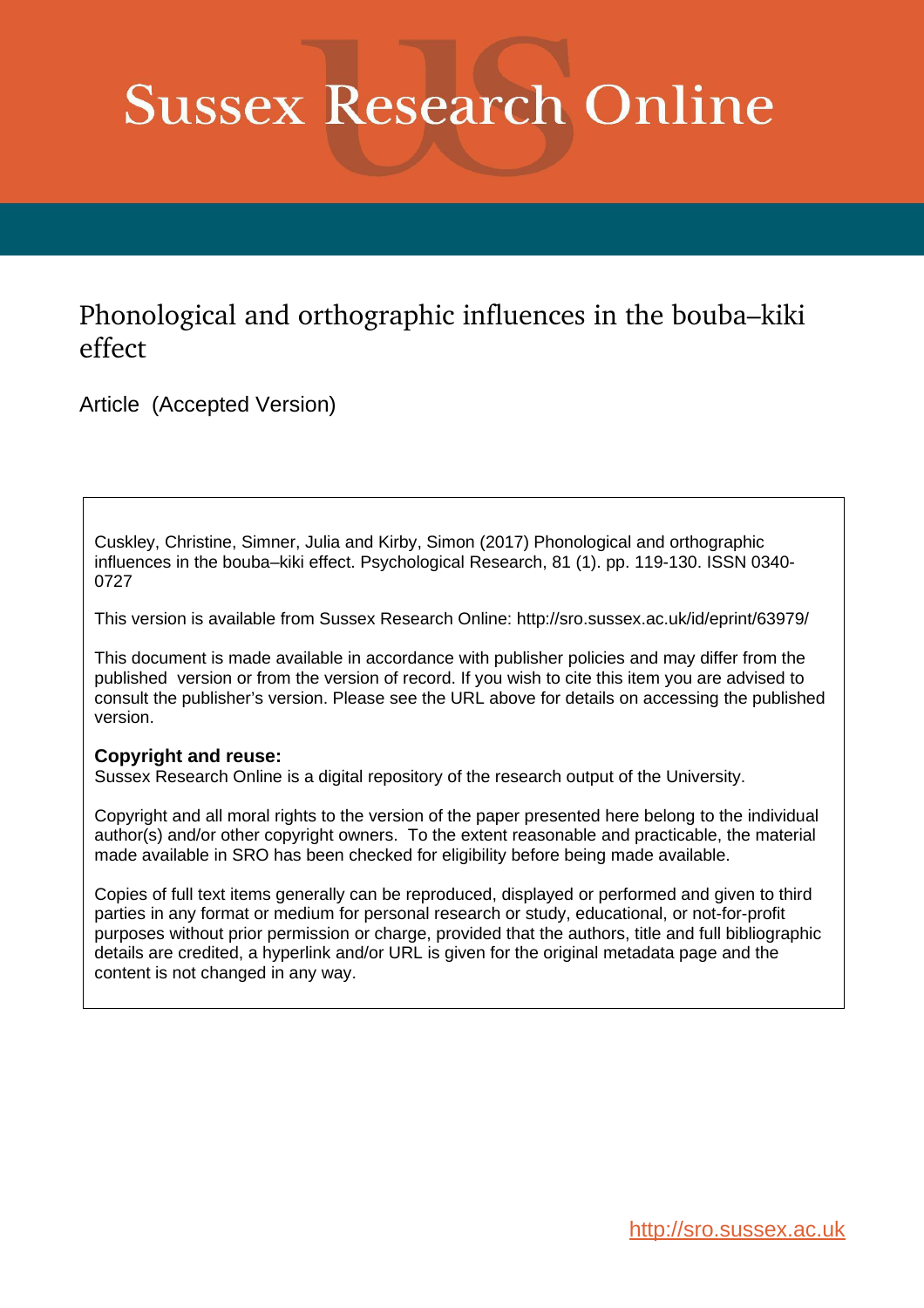# Sussex Research Online

## Phonological and orthographic influences in the bouba–kiki effect

Article (Accepted Version)

Cuskley, Christine, Simner, Julia and Kirby, Simon (2017) Phonological and orthographic influences in the bouba–kiki effect. Psychological Research, 81 (1). pp. 119-130. ISSN 0340-0727

This version is available from Sussex Research Online: http://sro.sussex.ac.uk/id/eprint/63979/

This document is made available in accordance with publisher policies and may differ from the published version or from the version of record. If you wish to cite this item you are advised to consult the publisher's version. Please see the URL above for details on accessing the published version.

**Copyright and reuse:**
Sussex Research Online is a digital repository of the research output of the University.

Copyright and all moral rights to the version of the paper presented here belong to the individual author(s) and/or other copyright owners. To the extent reasonable and practicable, the material made available in SRO has been checked for eligibility before being made available.

Copies of full text items generally can be reproduced, displayed or performed and given to third parties in any format or medium for personal research or study, educational, or not-for-profit purposes without prior permission or charge, provided that the authors, title and full bibliographic details are credited, a hyperlink and/or URL is given for the original metadata page and the content is not changed in any way.

http://sro.sussex.ac.uk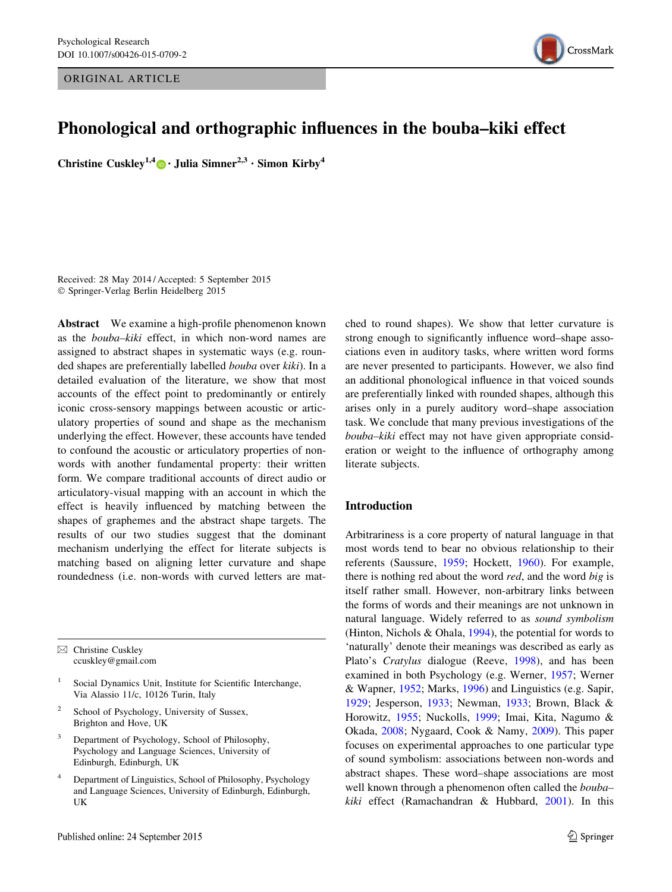# Phonological and orthographic influences in the bouba–kiki effect

**Christine Cuskley**[1,4] · **Julia Simner**[2,3] · **Simon Kirby**[4]

Received: 28 May 2014 / Accepted: 5 September 2015
© Springer-Verlag Berlin Heidelberg 2015

**Abstract** We examine a high-profile phenomenon known as the *bouba–kiki* effect, in which non-word names are assigned to abstract shapes in systematic ways (e.g. rounded shapes are preferentially labelled *bouba* over *kiki*). In a detailed evaluation of the literature, we show that most accounts of the effect point to predominantly or entirely iconic cross-sensory mappings between acoustic or articulatory properties of sound and shape as the mechanism underlying the effect. However, these accounts have tended to confound the acoustic or articulatory properties of non-words with another fundamental property: their written form. We compare traditional accounts of direct audio or articulatory-visual mapping with an account in which the effect is heavily influenced by matching between the shapes of graphemes and the abstract shape targets. The results of our two studies suggest that the dominant mechanism underlying the effect for literate subjects is matching based on aligning letter curvature and shape roundedness (i.e. non-words with curved letters are matched to round shapes). We show that letter curvature is strong enough to significantly influence word–shape associations even in auditory tasks, where written word forms are never presented to participants. However, we also find an additional phonological influence in that voiced sounds are preferentially linked with rounded shapes, although this arises only in a purely auditory word–shape association task. We conclude that many previous investigations of the *bouba–kiki* effect may not have given appropriate consideration or weight to the influence of orthography among literate subjects.

✉ Christine Cuskley
ccuskley@gmail.com

[1] Social Dynamics Unit, Institute for Scientific Interchange, Via Alassio 11/c, 10126 Turin, Italy

[2] School of Psychology, University of Sussex, Brighton and Hove, UK

[3] Department of Psychology, School of Philosophy, Psychology and Language Sciences, University of Edinburgh, Edinburgh, UK

[4] Department of Linguistics, School of Philosophy, Psychology and Language Sciences, University of Edinburgh, Edinburgh, UK

## Introduction

Arbitrariness is a core property of natural language in that most words tend to bear no obvious relationship to their referents (Saussure, 1959; Hockett, 1960). For example, there is nothing red about the word *red*, and the word *big* is itself rather small. However, non-arbitrary links between the forms of words and their meanings are not unknown in natural language. Widely referred to as *sound symbolism* (Hinton, Nichols & Ohala, 1994), the potential for words to 'naturally' denote their meanings was described as early as Plato's *Cratylus* dialogue (Reeve, 1998), and has been examined in both Psychology (e.g. Werner, 1957; Werner & Wapner, 1952; Marks, 1996) and Linguistics (e.g. Sapir, 1929; Jesperson, 1933; Newman, 1933; Brown, Black & Horowitz, 1955; Nuckolls, 1999; Imai, Kita, Nagumo & Okada, 2008; Nygaard, Cook & Namy, 2009). This paper focuses on experimental approaches to one particular type of sound symbolism: associations between non-words and abstract shapes. These word–shape associations are most well known through a phenomenon often called the *bouba–kiki* effect (Ramachandran & Hubbard, 2001). In this

Published online: 24 September 2015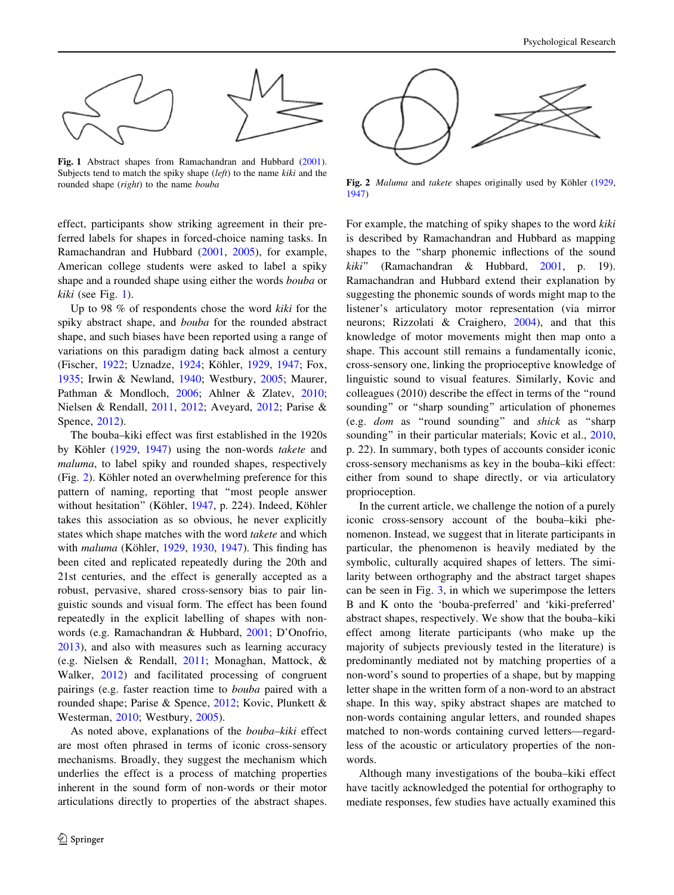**Fig. 1** Abstract shapes from Ramachandran and Hubbard (2001). Subjects tend to match the spiky shape (*left*) to the name *kiki* and the rounded shape (*right*) to the name *bouba*

**Fig. 2** *Maluma* and *takete* shapes originally used by Köhler (1929, 1947)

effect, participants show striking agreement in their preferred labels for shapes in forced-choice naming tasks. In Ramachandran and Hubbard (2001, 2005), for example, American college students were asked to label a spiky shape and a rounded shape using either the words *bouba* or *kiki* (see Fig. 1).

Up to 98 % of respondents chose the word *kiki* for the spiky abstract shape, and *bouba* for the rounded abstract shape, and such biases have been reported using a range of variations on this paradigm dating back almost a century (Fischer, 1922; Uznadze, 1924; Köhler, 1929, 1947; Fox, 1935; Irwin & Newland, 1940; Westbury, 2005; Maurer, Pathman & Mondloch, 2006; Ahlner & Zlatev, 2010; Nielsen & Rendall, 2011, 2012; Aveyard, 2012; Parise & Spence, 2012).

The bouba–kiki effect was first established in the 1920s by Köhler (1929, 1947) using the non-words *takete* and *maluma*, to label spiky and rounded shapes, respectively (Fig. 2). Köhler noted an overwhelming preference for this pattern of naming, reporting that "most people answer without hesitation" (Köhler, 1947, p. 224). Indeed, Köhler takes this association as so obvious, he never explicitly states which shape matches with the word *takete* and which with *maluma* (Köhler, 1929, 1930, 1947). This finding has been cited and replicated repeatedly during the 20th and 21st centuries, and the effect is generally accepted as a robust, pervasive, shared cross-sensory bias to pair linguistic sounds and visual form. The effect has been found repeatedly in the explicit labelling of shapes with non-words (e.g. Ramachandran & Hubbard, 2001; D'Onofrio, 2013), and also with measures such as learning accuracy (e.g. Nielsen & Rendall, 2011; Monaghan, Mattock, & Walker, 2012) and facilitated processing of congruent pairings (e.g. faster reaction time to *bouba* paired with a rounded shape; Parise & Spence, 2012; Kovic, Plunkett & Westerman, 2010; Westbury, 2005).

As noted above, explanations of the *bouba–kiki* effect are most often phrased in terms of iconic cross-sensory mechanisms. Broadly, they suggest the mechanism which underlies the effect is a process of matching properties inherent in the sound form of non-words or their motor articulations directly to properties of the abstract shapes. For example, the matching of spiky shapes to the word *kiki* is described by Ramachandran and Hubbard as mapping shapes to the "sharp phonemic inflections of the sound *kiki*" (Ramachandran & Hubbard, 2001, p. 19). Ramachandran and Hubbard extend their explanation by suggesting the phonemic sounds of words might map to the listener's articulatory motor representation (via mirror neurons; Rizzolati & Craighero, 2004), and that this knowledge of motor movements might then map onto a shape. This account still remains a fundamentally iconic, cross-sensory one, linking the proprioceptive knowledge of linguistic sound to visual features. Similarly, Kovic and colleagues (2010) describe the effect in terms of the "round sounding" or "sharp sounding" articulation of phonemes (e.g. *dom* as "round sounding" and *shick* as "sharp sounding" in their particular materials; Kovic et al., 2010, p. 22). In summary, both types of accounts consider iconic cross-sensory mechanisms as key in the bouba–kiki effect: either from sound to shape directly, or via articulatory proprioception.

In the current article, we challenge the notion of a purely iconic cross-sensory account of the bouba–kiki phenomenon. Instead, we suggest that in literate participants in particular, the phenomenon is heavily mediated by the symbolic, culturally acquired shapes of letters. The similarity between orthography and the abstract target shapes can be seen in Fig. 3, in which we superimpose the letters B and K onto the 'bouba-preferred' and 'kiki-preferred' abstract shapes, respectively. We show that the bouba–kiki effect among literate participants (who make up the majority of subjects previously tested in the literature) is predominantly mediated not by matching properties of a non-word's sound to properties of a shape, but by mapping letter shape in the written form of a non-word to an abstract shape. In this way, spiky abstract shapes are matched to non-words containing angular letters, and rounded shapes matched to non-words containing curved letters—regardless of the acoustic or articulatory properties of the non-words.

Although many investigations of the bouba–kiki effect have tacitly acknowledged the potential for orthography to mediate responses, few studies have actually examined this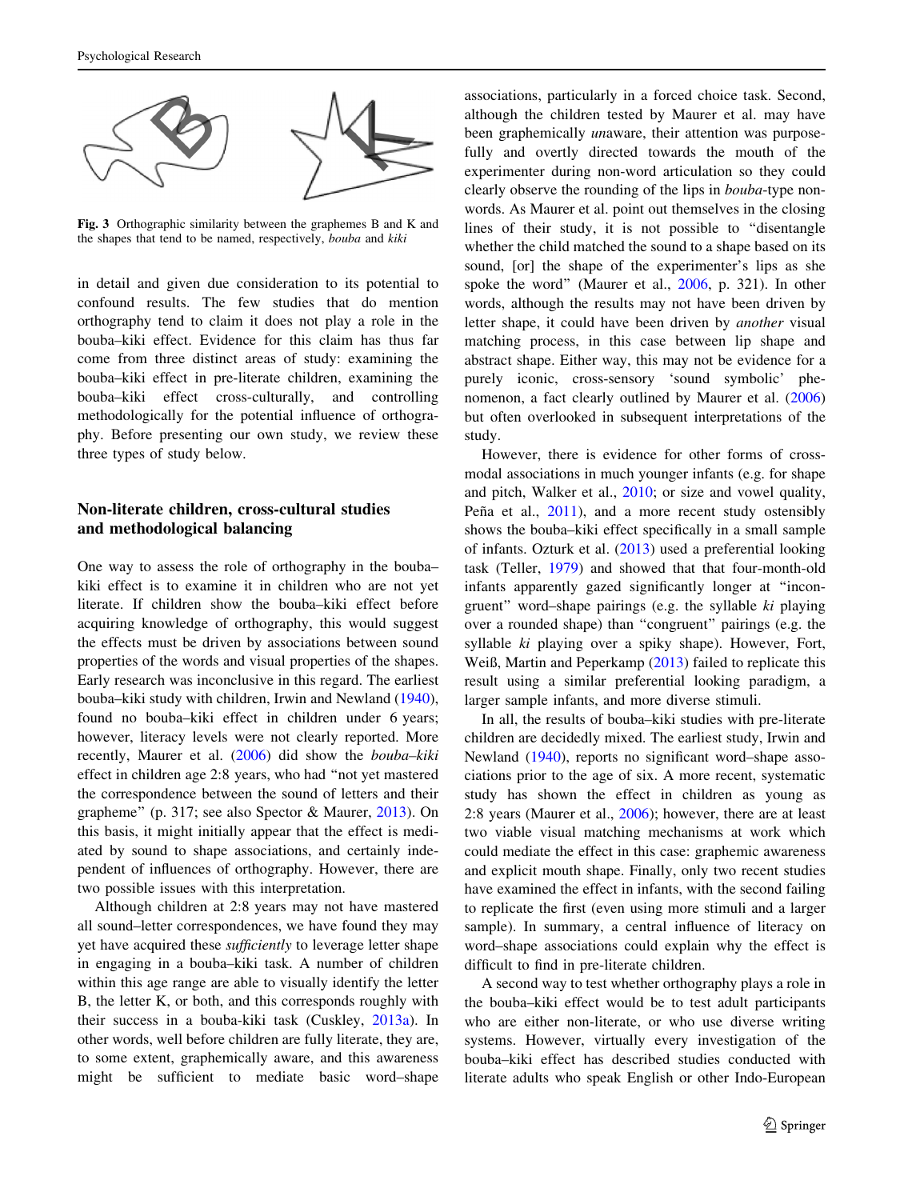Fig. 3 Orthographic similarity between the graphemes B and K and the shapes that tend to be named, respectively, *bouba* and *kiki*

in detail and given due consideration to its potential to confound results. The few studies that do mention orthography tend to claim it does not play a role in the bouba–kiki effect. Evidence for this claim has thus far come from three distinct areas of study: examining the bouba–kiki effect in pre-literate children, examining the bouba–kiki effect cross-culturally, and controlling methodologically for the potential influence of orthography. Before presenting our own study, we review these three types of study below.

## Non-literate children, cross-cultural studies and methodological balancing

One way to assess the role of orthography in the bouba–kiki effect is to examine it in children who are not yet literate. If children show the bouba–kiki effect before acquiring knowledge of orthography, this would suggest the effects must be driven by associations between sound properties of the words and visual properties of the shapes. Early research was inconclusive in this regard. The earliest bouba–kiki study with children, Irwin and Newland (1940), found no bouba–kiki effect in children under 6 years; however, literacy levels were not clearly reported. More recently, Maurer et al. (2006) did show the *bouba–kiki* effect in children age 2:8 years, who had "not yet mastered the correspondence between the sound of letters and their grapheme" (p. 317; see also Spector & Maurer, 2013). On this basis, it might initially appear that the effect is mediated by sound to shape associations, and certainly independent of influences of orthography. However, there are two possible issues with this interpretation.

Although children at 2:8 years may not have mastered all sound–letter correspondences, we have found they may yet have acquired these *sufficiently* to leverage letter shape in engaging in a bouba–kiki task. A number of children within this age range are able to visually identify the letter B, the letter K, or both, and this corresponds roughly with their success in a bouba-kiki task (Cuskley, 2013a). In other words, well before children are fully literate, they are, to some extent, graphemically aware, and this awareness might be sufficient to mediate basic word–shape associations, particularly in a forced choice task. Second, although the children tested by Maurer et al. may have been graphemically *un*aware, their attention was purposefully and overtly directed towards the mouth of the experimenter during non-word articulation so they could clearly observe the rounding of the lips in *bouba*-type non-words. As Maurer et al. point out themselves in the closing lines of their study, it is not possible to "disentangle whether the child matched the sound to a shape based on its sound, [or] the shape of the experimenter's lips as she spoke the word" (Maurer et al., 2006, p. 321). In other words, although the results may not have been driven by letter shape, it could have been driven by *another* visual matching process, in this case between lip shape and abstract shape. Either way, this may not be evidence for a purely iconic, cross-sensory 'sound symbolic' phenomenon, a fact clearly outlined by Maurer et al. (2006) but often overlooked in subsequent interpretations of the study.

However, there is evidence for other forms of cross-modal associations in much younger infants (e.g. for shape and pitch, Walker et al., 2010; or size and vowel quality, Peña et al., 2011), and a more recent study ostensibly shows the bouba–kiki effect specifically in a small sample of infants. Ozturk et al. (2013) used a preferential looking task (Teller, 1979) and showed that that four-month-old infants apparently gazed significantly longer at "incongruent" word–shape pairings (e.g. the syllable *ki* playing over a rounded shape) than "congruent" pairings (e.g. the syllable *ki* playing over a spiky shape). However, Fort, Weiß, Martin and Peperkamp (2013) failed to replicate this result using a similar preferential looking paradigm, a larger sample infants, and more diverse stimuli.

In all, the results of bouba–kiki studies with pre-literate children are decidedly mixed. The earliest study, Irwin and Newland (1940), reports no significant word–shape associations prior to the age of six. A more recent, systematic study has shown the effect in children as young as 2:8 years (Maurer et al., 2006); however, there are at least two viable visual matching mechanisms at work which could mediate the effect in this case: graphemic awareness and explicit mouth shape. Finally, only two recent studies have examined the effect in infants, with the second failing to replicate the first (even using more stimuli and a larger sample). In summary, a central influence of literacy on word–shape associations could explain why the effect is difficult to find in pre-literate children.

A second way to test whether orthography plays a role in the bouba–kiki effect would be to test adult participants who are either non-literate, or who use diverse writing systems. However, virtually every investigation of the bouba–kiki effect has described studies conducted with literate adults who speak English or other Indo-European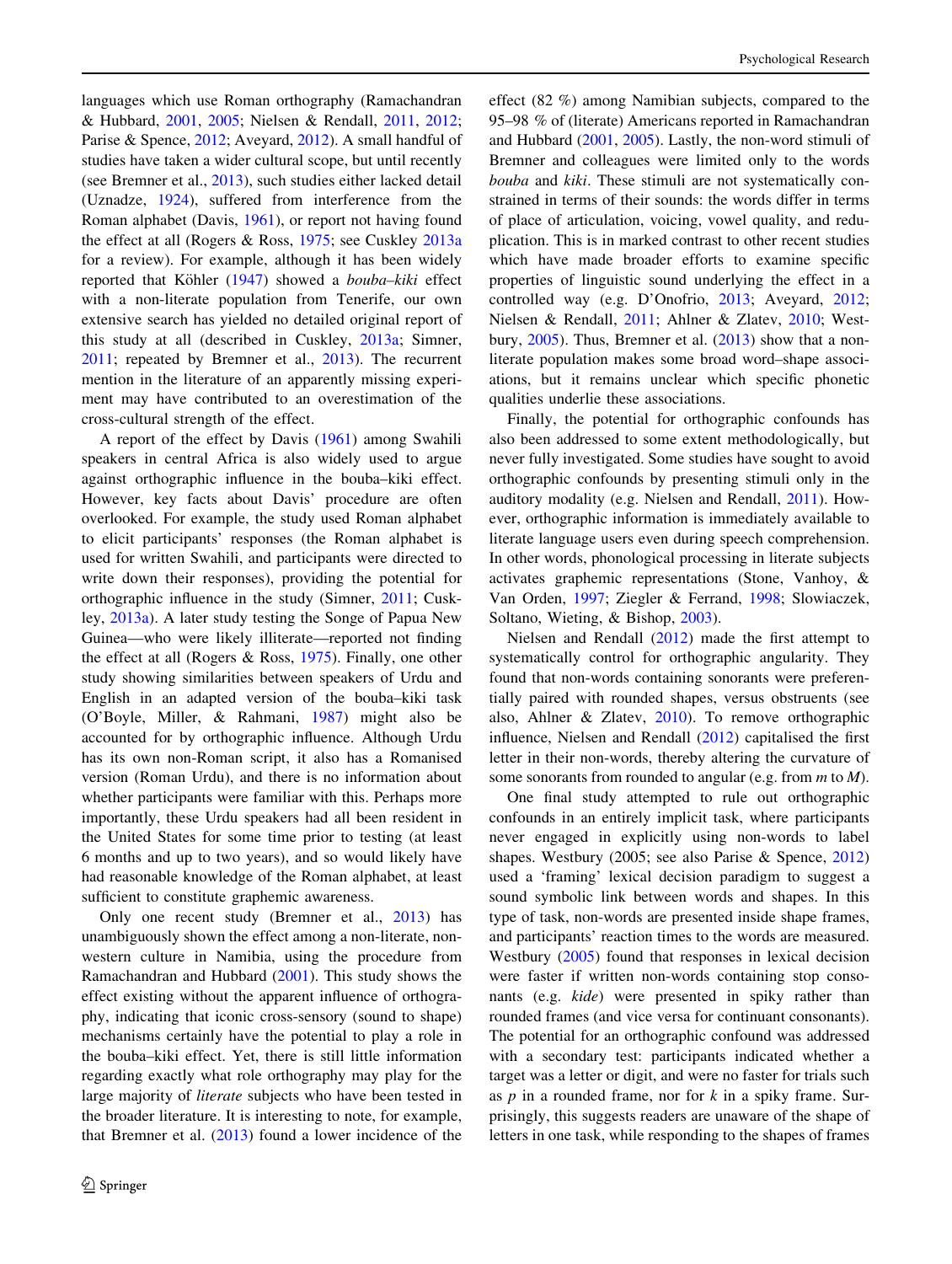languages which use Roman orthography (Ramachandran & Hubbard, 2001, 2005; Nielsen & Rendall, 2011, 2012; Parise & Spence, 2012; Aveyard, 2012). A small handful of studies have taken a wider cultural scope, but until recently (see Bremner et al., 2013), such studies either lacked detail (Uznadze, 1924), suffered from interference from the Roman alphabet (Davis, 1961), or report not having found the effect at all (Rogers & Ross, 1975; see Cuskley 2013a for a review). For example, although it has been widely reported that Köhler (1947) showed a *bouba–kiki* effect with a non-literate population from Tenerife, our own extensive search has yielded no detailed original report of this study at all (described in Cuskley, 2013a; Simner, 2011; repeated by Bremner et al., 2013). The recurrent mention in the literature of an apparently missing experiment may have contributed to an overestimation of the cross-cultural strength of the effect.

A report of the effect by Davis (1961) among Swahili speakers in central Africa is also widely used to argue against orthographic influence in the bouba–kiki effect. However, key facts about Davis' procedure are often overlooked. For example, the study used Roman alphabet to elicit participants' responses (the Roman alphabet is used for written Swahili, and participants were directed to write down their responses), providing the potential for orthographic influence in the study (Simner, 2011; Cuskley, 2013a). A later study testing the Songe of Papua New Guinea—who were likely illiterate—reported not finding the effect at all (Rogers & Ross, 1975). Finally, one other study showing similarities between speakers of Urdu and English in an adapted version of the bouba–kiki task (O'Boyle, Miller, & Rahmani, 1987) might also be accounted for by orthographic influence. Although Urdu has its own non-Roman script, it also has a Romanised version (Roman Urdu), and there is no information about whether participants were familiar with this. Perhaps more importantly, these Urdu speakers had all been resident in the United States for some time prior to testing (at least 6 months and up to two years), and so would likely have had reasonable knowledge of the Roman alphabet, at least sufficient to constitute graphemic awareness.

Only one recent study (Bremner et al., 2013) has unambiguously shown the effect among a non-literate, non-western culture in Namibia, using the procedure from Ramachandran and Hubbard (2001). This study shows the effect existing without the apparent influence of orthography, indicating that iconic cross-sensory (sound to shape) mechanisms certainly have the potential to play a role in the bouba–kiki effect. Yet, there is still little information regarding exactly what role orthography may play for the large majority of *literate* subjects who have been tested in the broader literature. It is interesting to note, for example, that Bremner et al. (2013) found a lower incidence of the effect (82 %) among Namibian subjects, compared to the 95–98 % of (literate) Americans reported in Ramachandran and Hubbard (2001, 2005). Lastly, the non-word stimuli of Bremner and colleagues were limited only to the words *bouba* and *kiki*. These stimuli are not systematically constrained in terms of their sounds: the words differ in terms of place of articulation, voicing, vowel quality, and reduplication. This is in marked contrast to other recent studies which have made broader efforts to examine specific properties of linguistic sound underlying the effect in a controlled way (e.g. D'Onofrio, 2013; Aveyard, 2012; Nielsen & Rendall, 2011; Ahlner & Zlatev, 2010; Westbury, 2005). Thus, Bremner et al. (2013) show that a non-literate population makes some broad word–shape associations, but it remains unclear which specific phonetic qualities underlie these associations.

Finally, the potential for orthographic confounds has also been addressed to some extent methodologically, but never fully investigated. Some studies have sought to avoid orthographic confounds by presenting stimuli only in the auditory modality (e.g. Nielsen and Rendall, 2011). However, orthographic information is immediately available to literate language users even during speech comprehension. In other words, phonological processing in literate subjects activates graphemic representations (Stone, Vanhoy, & Van Orden, 1997; Ziegler & Ferrand, 1998; Slowiaczek, Soltano, Wieting, & Bishop, 2003).

Nielsen and Rendall (2012) made the first attempt to systematically control for orthographic angularity. They found that non-words containing sonorants were preferentially paired with rounded shapes, versus obstruents (see also, Ahlner & Zlatev, 2010). To remove orthographic influence, Nielsen and Rendall (2012) capitalised the first letter in their non-words, thereby altering the curvature of some sonorants from rounded to angular (e.g. from *m* to *M*).

One final study attempted to rule out orthographic confounds in an entirely implicit task, where participants never engaged in explicitly using non-words to label shapes. Westbury (2005; see also Parise & Spence, 2012) used a 'framing' lexical decision paradigm to suggest a sound symbolic link between words and shapes. In this type of task, non-words are presented inside shape frames, and participants' reaction times to the words are measured. Westbury (2005) found that responses in lexical decision were faster if written non-words containing stop consonants (e.g. *kide*) were presented in spiky rather than rounded frames (and vice versa for continuant consonants). The potential for an orthographic confound was addressed with a secondary test: participants indicated whether a target was a letter or digit, and were no faster for trials such as *p* in a rounded frame, nor for *k* in a spiky frame. Surprisingly, this suggests readers are unaware of the shape of letters in one task, while responding to the shapes of frames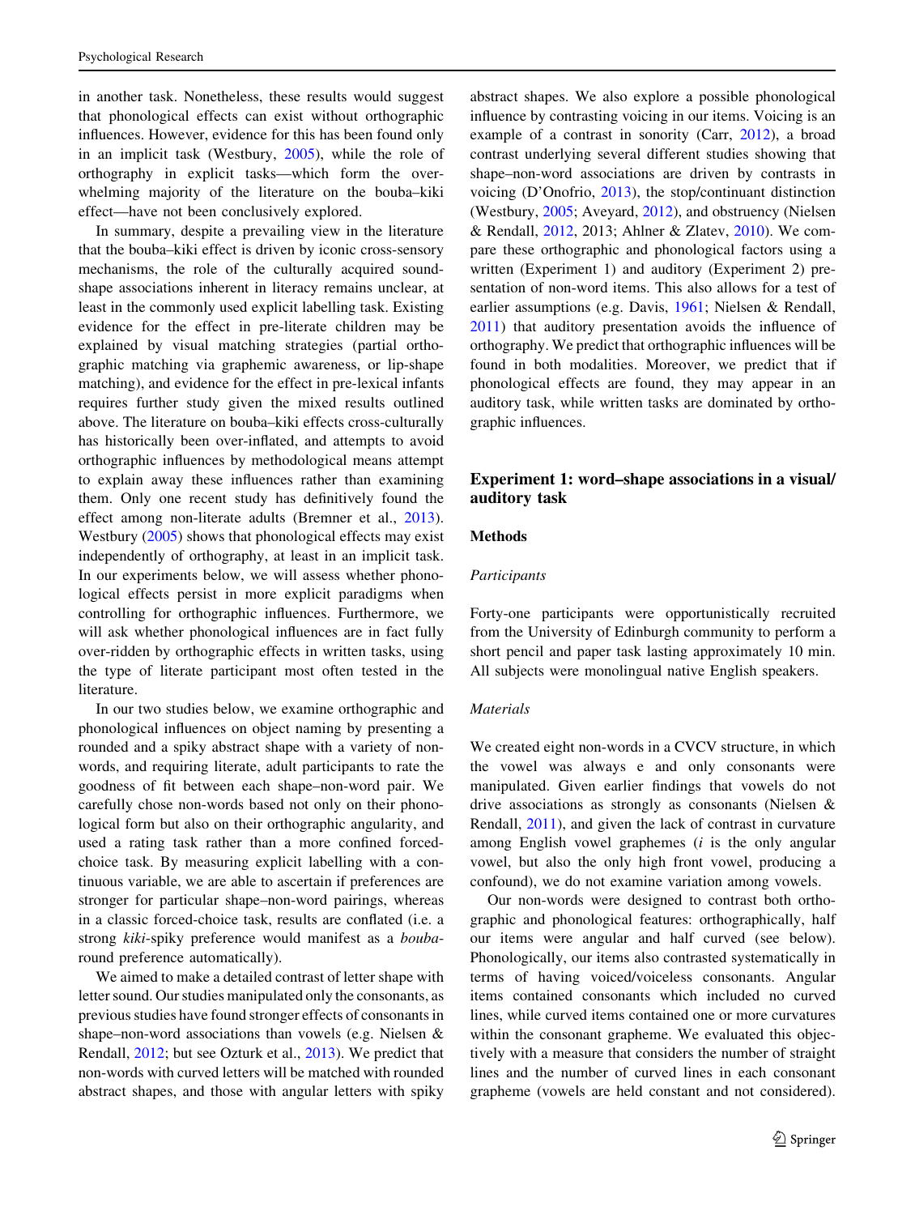in another task. Nonetheless, these results would suggest that phonological effects can exist without orthographic influences. However, evidence for this has been found only in an implicit task (Westbury, 2005), while the role of orthography in explicit tasks—which form the overwhelming majority of the literature on the bouba–kiki effect—have not been conclusively explored.

In summary, despite a prevailing view in the literature that the bouba–kiki effect is driven by iconic cross-sensory mechanisms, the role of the culturally acquired sound-shape associations inherent in literacy remains unclear, at least in the commonly used explicit labelling task. Existing evidence for the effect in pre-literate children may be explained by visual matching strategies (partial orthographic matching via graphemic awareness, or lip-shape matching), and evidence for the effect in pre-lexical infants requires further study given the mixed results outlined above. The literature on bouba–kiki effects cross-culturally has historically been over-inflated, and attempts to avoid orthographic influences by methodological means attempt to explain away these influences rather than examining them. Only one recent study has definitively found the effect among non-literate adults (Bremner et al., 2013). Westbury (2005) shows that phonological effects may exist independently of orthography, at least in an implicit task. In our experiments below, we will assess whether phonological effects persist in more explicit paradigms when controlling for orthographic influences. Furthermore, we will ask whether phonological influences are in fact fully over-ridden by orthographic effects in written tasks, using the type of literate participant most often tested in the literature.

In our two studies below, we examine orthographic and phonological influences on object naming by presenting a rounded and a spiky abstract shape with a variety of non-words, and requiring literate, adult participants to rate the goodness of fit between each shape–non-word pair. We carefully chose non-words based not only on their phonological form but also on their orthographic angularity, and used a rating task rather than a more confined forced-choice task. By measuring explicit labelling with a continuous variable, we are able to ascertain if preferences are stronger for particular shape–non-word pairings, whereas in a classic forced-choice task, results are conflated (i.e. a strong *kiki*-spiky preference would manifest as a *bouba*-round preference automatically).

We aimed to make a detailed contrast of letter shape with letter sound. Our studies manipulated only the consonants, as previous studies have found stronger effects of consonants in shape–non-word associations than vowels (e.g. Nielsen & Rendall, 2012; but see Ozturk et al., 2013). We predict that non-words with curved letters will be matched with rounded abstract shapes, and those with angular letters with spiky abstract shapes. We also explore a possible phonological influence by contrasting voicing in our items. Voicing is an example of a contrast in sonority (Carr, 2012), a broad contrast underlying several different studies showing that shape–non-word associations are driven by contrasts in voicing (D'Onofrio, 2013), the stop/continuant distinction (Westbury, 2005; Aveyard, 2012), and obstruency (Nielsen & Rendall, 2012, 2013; Ahlner & Zlatev, 2010). We compare these orthographic and phonological factors using a written (Experiment 1) and auditory (Experiment 2) presentation of non-word items. This also allows for a test of earlier assumptions (e.g. Davis, 1961; Nielsen & Rendall, 2011) that auditory presentation avoids the influence of orthography. We predict that orthographic influences will be found in both modalities. Moreover, we predict that if phonological effects are found, they may appear in an auditory task, while written tasks are dominated by orthographic influences.

## Experiment 1: word–shape associations in a visual/auditory task

### Methods

#### *Participants*

Forty-one participants were opportunistically recruited from the University of Edinburgh community to perform a short pencil and paper task lasting approximately 10 min. All subjects were monolingual native English speakers.

#### *Materials*

We created eight non-words in a CVCV structure, in which the vowel was always e and only consonants were manipulated. Given earlier findings that vowels do not drive associations as strongly as consonants (Nielsen & Rendall, 2011), and given the lack of contrast in curvature among English vowel graphemes (*i* is the only angular vowel, but also the only high front vowel, producing a confound), we do not examine variation among vowels.

Our non-words were designed to contrast both orthographic and phonological features: orthographically, half our items were angular and half curved (see below). Phonologically, our items also contrasted systematically in terms of having voiced/voiceless consonants. Angular items contained consonants which included no curved lines, while curved items contained one or more curvatures within the consonant grapheme. We evaluated this objectively with a measure that considers the number of straight lines and the number of curved lines in each consonant grapheme (vowels are held constant and not considered).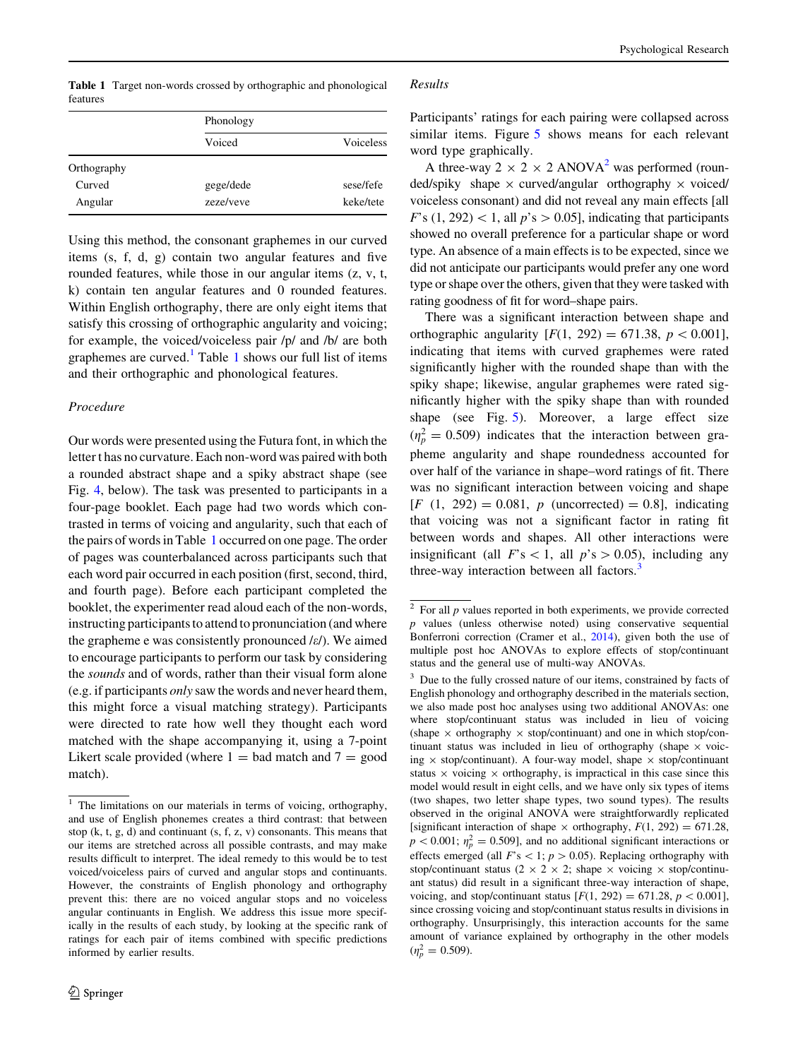**Table 1** Target non-words crossed by orthographic and phonological features

| | Phonology | |
|---|---|---|
| | Voiced | Voiceless |
| Orthography | | |
| Curved | gege/dede | sese/fefe |
| Angular | zeze/veve | keke/tete |

Using this method, the consonant graphemes in our curved items (s, f, d, g) contain two angular features and five rounded features, while those in our angular items (z, v, t, k) contain ten angular features and 0 rounded features. Within English orthography, there are only eight items that satisfy this crossing of orthographic angularity and voicing; for example, the voiced/voiceless pair /p/ and /b/ are both graphemes are curved.[1] Table 1 shows our full list of items and their orthographic and phonological features.

### Procedure

Our words were presented using the Futura font, in which the letter t has no curvature. Each non-word was paired with both a rounded abstract shape and a spiky abstract shape (see Fig. 4, below). The task was presented to participants in a four-page booklet. Each page had two words which contrasted in terms of voicing and angularity, such that each of the pairs of words in Table 1 occurred on one page. The order of pages was counterbalanced across participants such that each word pair occurred in each position (first, second, third, and fourth page). Before each participant completed the booklet, the experimenter read aloud each of the non-words, instructing participants to attend to pronunciation (and where the grapheme e was consistently pronounced /ɛ/). We aimed to encourage participants to perform our task by considering the *sounds* and of words, rather than their visual form alone (e.g. if participants *only* saw the words and never heard them, this might force a visual matching strategy). Participants were directed to rate how well they thought each word matched with the shape accompanying it, using a 7-point Likert scale provided (where 1 = bad match and 7 = good match).

### Results

Participants' ratings for each pairing were collapsed across similar items. Figure 5 shows means for each relevant word type graphically.

A three-way 2 × 2 × 2 ANOVA[2] was performed (rounded/spiky shape × curved/angular orthography × voiced/voiceless consonant) and did not reveal any main effects [all $F$'s $(1, 292) < 1$, all $p$'s $> 0.05$], indicating that participants showed no overall preference for a particular shape or word type. An absence of a main effects is to be expected, since we did not anticipate our participants would prefer any one word type or shape over the others, given that they were tasked with rating goodness of fit for word–shape pairs.

There was a significant interaction between shape and orthographic angularity [$F(1, 292) = 671.38$, $p < 0.001$], indicating that items with curved graphemes were rated significantly higher with the rounded shape than with the spiky shape; likewise, angular graphemes were rated significantly higher with the spiky shape than with rounded shape (see Fig. 5). Moreover, a large effect size ($\eta_p^2 = 0.509$) indicates that the interaction between grapheme angularity and shape roundedness accounted for over half of the variance in shape–word ratings of fit. There was no significant interaction between voicing and shape [$F$ $(1, 292) = 0.081$, $p$ (uncorrected) $= 0.8$], indicating that voicing was not a significant factor in rating fit between words and shapes. All other interactions were insignificant (all $F$'s $< 1$, all $p$'s $> 0.05$), including any three-way interaction between all factors.[3]

---

[1] The limitations on our materials in terms of voicing, orthography, and use of English phonemes creates a third contrast: that between stop (k, t, g, d) and continuant (s, f, z, v) consonants. This means that our items are stretched across all possible contrasts, and may make results difficult to interpret. The ideal remedy to this would be to test voiced/voiceless pairs of curved and angular stops and continuants. However, the constraints of English phonology and orthography prevent this: there are no voiced angular stops and no voiceless angular continuants in English. We address this issue more specifically in the results of each study, by looking at the specific rank of ratings for each pair of items combined with specific predictions informed by earlier results.

[2] For all $p$ values reported in both experiments, we provide corrected $p$ values (unless otherwise noted) using conservative sequential Bonferroni correction (Cramer et al., 2014), given both the use of multiple post hoc ANOVAs to explore effects of stop/continuant status and the general use of multi-way ANOVAs.

[3] Due to the fully crossed nature of our items, constrained by facts of English phonology and orthography described in the materials section, we also made post hoc analyses using two additional ANOVAs: one where stop/continuant status was included in lieu of voicing (shape × orthography × stop/continuant) and one in which stop/continuant status was included in lieu of orthography (shape × voicing × stop/continuant). A four-way model, shape × stop/continuant status × voicing × orthography, is impractical in this case since this model would result in eight cells, and we have only six types of items (two shapes, two letter shape types, two sound types). The results observed in the original ANOVA were straightforwardly replicated [significant interaction of shape × orthography, $F(1, 292) = 671.28$, $p < 0.001$; $\eta_p^2 = 0.509$], and no additional significant interactions or effects emerged (all $F$'s $< 1$; $p > 0.05$). Replacing orthography with stop/continuant status (2 × 2 × 2; shape × voicing × stop/continuant status) did result in a significant three-way interaction of shape, voicing, and stop/continuant status [$F(1, 292) = 671.28$, $p < 0.001$], since crossing voicing and stop/continuant status results in divisions in orthography. Unsurprisingly, this interaction accounts for the same amount of variance explained by orthography in the other models ($\eta_p^2 = 0.509$).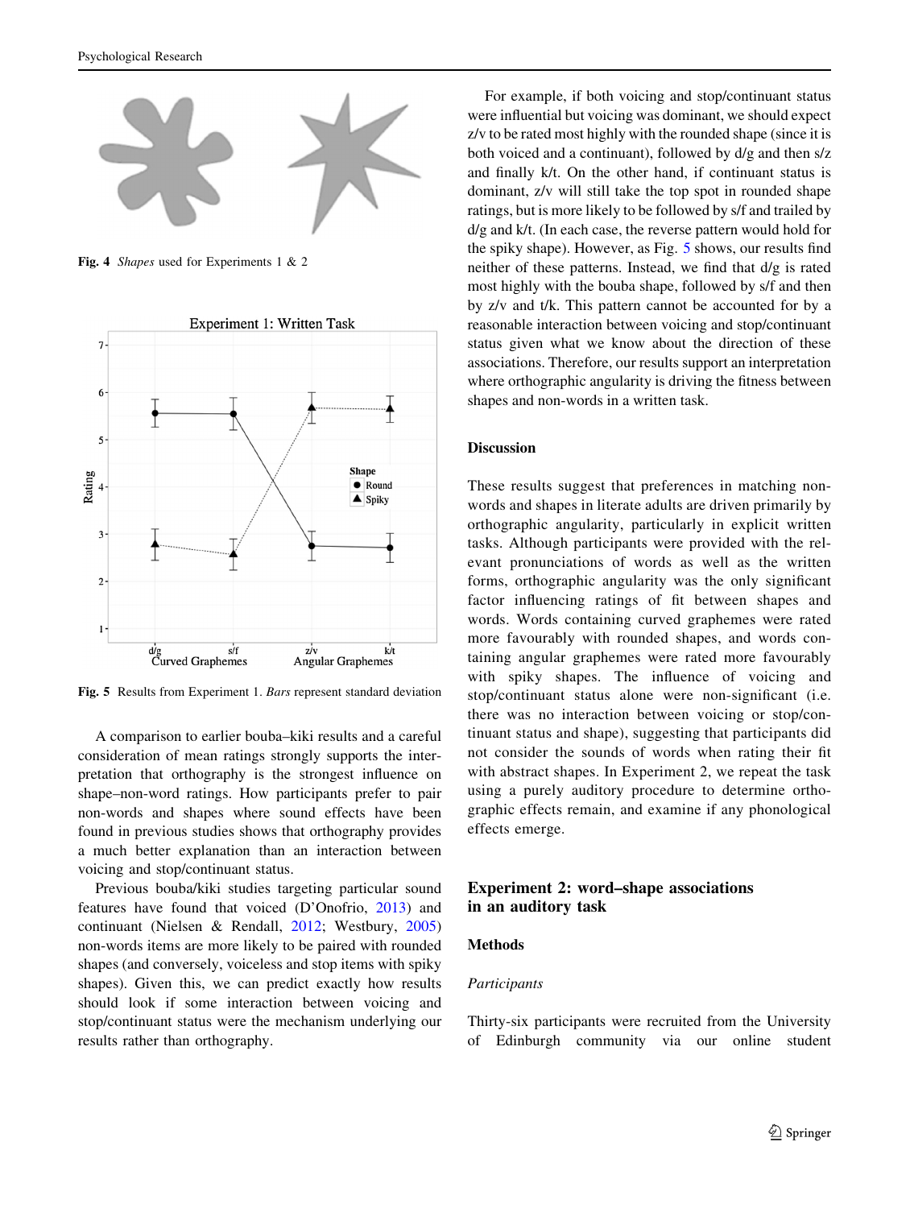Fig. 4 *Shapes* used for Experiments 1 & 2

Experiment 1: Written Task

Rating

7
6
5
4
3
2
1

Shape
Round
Spiky

d/g s/f z/v k/t
Curved Graphemes Angular Graphemes

Fig. 5 Results from Experiment 1. *Bars* represent standard deviation

A comparison to earlier bouba–kiki results and a careful consideration of mean ratings strongly supports the interpretation that orthography is the strongest influence on shape–non-word ratings. How participants prefer to pair non-words and shapes where sound effects have been found in previous studies shows that orthography provides a much better explanation than an interaction between voicing and stop/continuant status.

Previous bouba/kiki studies targeting particular sound features have found that voiced (D'Onofrio, 2013) and continuant (Nielsen & Rendall, 2012; Westbury, 2005) non-words items are more likely to be paired with rounded shapes (and conversely, voiceless and stop items with spiky shapes). Given this, we can predict exactly how results should look if some interaction between voicing and stop/continuant status were the mechanism underlying our results rather than orthography.

For example, if both voicing and stop/continuant status were influential but voicing was dominant, we should expect z/v to be rated most highly with the rounded shape (since it is both voiced and a continuant), followed by d/g and then s/z and finally k/t. On the other hand, if continuant status is dominant, z/v will still take the top spot in rounded shape ratings, but is more likely to be followed by s/f and trailed by d/g and k/t. (In each case, the reverse pattern would hold for the spiky shape). However, as Fig. 5 shows, our results find neither of these patterns. Instead, we find that d/g is rated most highly with the bouba shape, followed by s/f and then by z/v and t/k. This pattern cannot be accounted for by a reasonable interaction between voicing and stop/continuant status given what we know about the direction of these associations. Therefore, our results support an interpretation where orthographic angularity is driving the fitness between shapes and non-words in a written task.

### Discussion

These results suggest that preferences in matching non-words and shapes in literate adults are driven primarily by orthographic angularity, particularly in explicit written tasks. Although participants were provided with the relevant pronunciations of words as well as the written forms, orthographic angularity was the only significant factor influencing ratings of fit between shapes and words. Words containing curved graphemes were rated more favourably with rounded shapes, and words containing angular graphemes were rated more favourably with spiky shapes. The influence of voicing and stop/continuant status alone were non-significant (i.e. there was no interaction between voicing or stop/continuant status and shape), suggesting that participants did not consider the sounds of words when rating their fit with abstract shapes. In Experiment 2, we repeat the task using a purely auditory procedure to determine orthographic effects remain, and examine if any phonological effects emerge.

## Experiment 2: word–shape associations in an auditory task

### Methods

#### *Participants*

Thirty-six participants were recruited from the University of Edinburgh community via our online student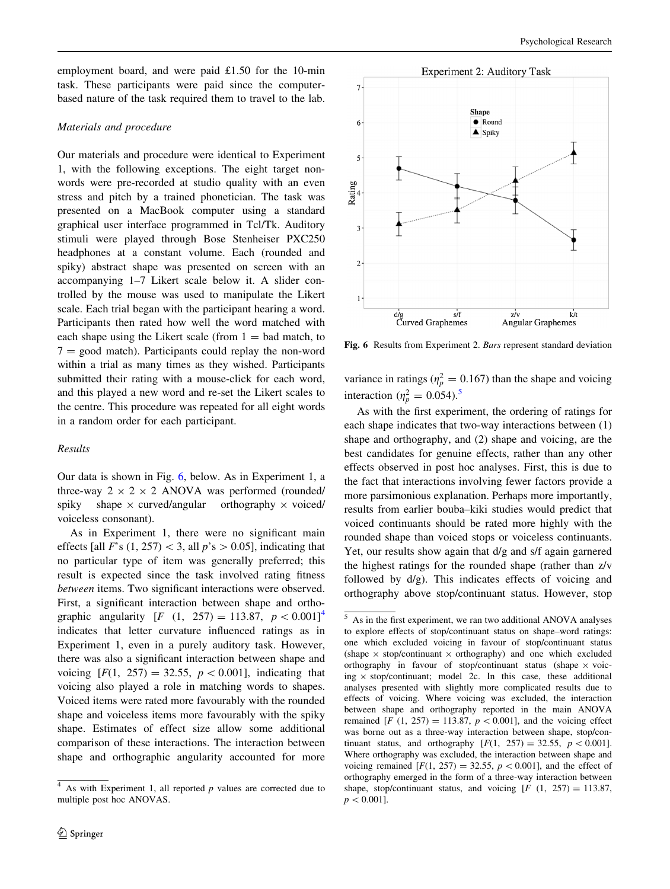employment board, and were paid £1.50 for the 10-min task. These participants were paid since the computer-based nature of the task required them to travel to the lab.

*Materials and procedure*

Our materials and procedure were identical to Experiment 1, with the following exceptions. The eight target non-words were pre-recorded at studio quality with an even stress and pitch by a trained phonetician. The task was presented on a MacBook computer using a standard graphical user interface programmed in Tcl/Tk. Auditory stimuli were played through Bose Stenheiser PXC250 headphones at a constant volume. Each (rounded and spiky) abstract shape was presented on screen with an accompanying 1–7 Likert scale below it. A slider controlled by the mouse was used to manipulate the Likert scale. Each trial began with the participant hearing a word. Participants then rated how well the word matched with each shape using the Likert scale (from 1 = bad match, to 7 = good match). Participants could replay the non-word within a trial as many times as they wished. Participants submitted their rating with a mouse-click for each word, and this played a new word and re-set the Likert scales to the centre. This procedure was repeated for all eight words in a random order for each participant.

*Results*

Our data is shown in Fig. 6, below. As in Experiment 1, a three-way $2 \times 2 \times 2$ ANOVA was performed (rounded/spiky shape $\times$ curved/angular orthography $\times$ voiced/voiceless consonant).

As in Experiment 1, there were no significant main effects [all $F$'s $(1, 257) < 3$, all $p$'s $> 0.05$], indicating that no particular type of item was generally preferred; this result is expected since the task involved rating fitness *between* items. Two significant interactions were observed. First, a significant interaction between shape and orthographic angularity [$F(1, 257) = 113.87$, $p < 0.001$][4] indicates that letter curvature influenced ratings as in Experiment 1, even in a purely auditory task. However, there was also a significant interaction between shape and voicing [$F(1, 257) = 32.55$, $p < 0.001$], indicating that voicing also played a role in matching words to shapes. Voiced items were rated more favourably with the rounded shape and voiceless items more favourably with the spiky shape. Estimates of effect size allow some additional comparison of these interactions. The interaction between shape and orthographic angularity accounted for more variance in ratings ($\eta_p^2 = 0.167$) than the shape and voicing interaction ($\eta_p^2 = 0.054$).[5]

**Fig. 6** Results from Experiment 2. *Bars* represent standard deviation

As with the first experiment, the ordering of ratings for each shape indicates that two-way interactions between (1) shape and orthography, and (2) shape and voicing, are the best candidates for genuine effects, rather than any other effects observed in post hoc analyses. First, this is due to the fact that interactions involving fewer factors provide a more parsimonious explanation. Perhaps more importantly, results from earlier bouba–kiki studies would predict that voiced continuants should be rated more highly with the rounded shape than voiced stops or voiceless continuants. Yet, our results show again that d/g and s/f again garnered the highest ratings for the rounded shape (rather than z/v followed by d/g). This indicates effects of voicing and orthography above stop/continuant status. However, stop

[4] As with Experiment 1, all reported $p$ values are corrected due to multiple post hoc ANOVAS.

[5] As in the first experiment, we ran two additional ANOVA analyses to explore effects of stop/continuant status on shape–word ratings: one which excluded voicing in favour of stop/continuant status (shape $\times$ stop/continuant $\times$ orthography) and one which excluded orthography in favour of stop/continuant status (shape $\times$ voicing $\times$ stop/continuant; model 2c. In this case, these additional analyses presented with slightly more complicated results due to effects of voicing. Where voicing was excluded, the interaction between shape and orthography reported in the main ANOVA remained [$F(1, 257) = 113.87$, $p < 0.001$], and the voicing effect was borne out as a three-way interaction between shape, stop/continuant status, and orthography [$F(1, 257) = 32.55$, $p < 0.001$]. Where orthography was excluded, the interaction between shape and voicing remained [$F(1, 257) = 32.55$, $p < 0.001$], and the effect of orthography emerged in the form of a three-way interaction between shape, stop/continuant status, and voicing [$F(1, 257) = 113.87$, $p < 0.001$].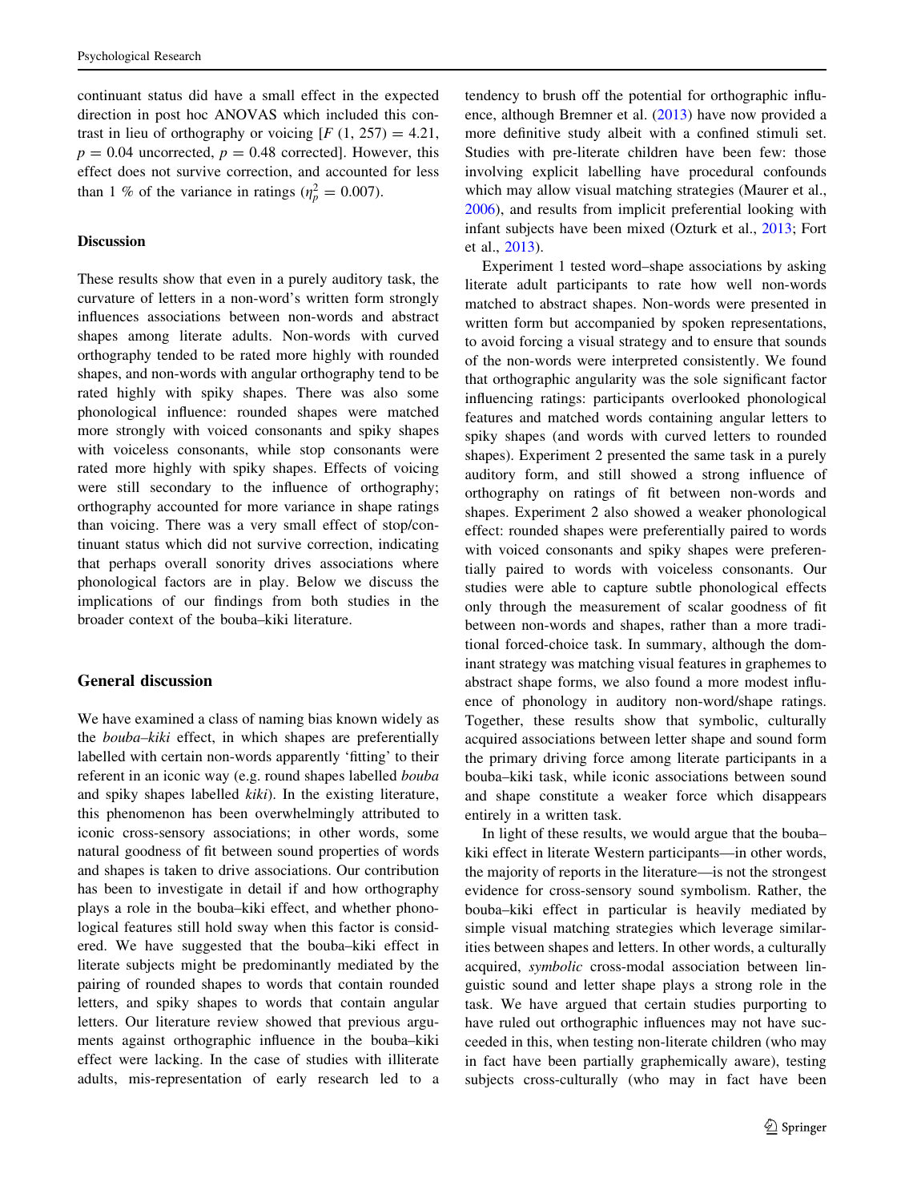continuant status did have a small effect in the expected direction in post hoc ANOVAS which included this contrast in lieu of orthography or voicing [$F$ (1, 257) = 4.21, $p = 0.04$ uncorrected, $p = 0.48$ corrected]. However, this effect does not survive correction, and accounted for less than 1 % of the variance in ratings ($\eta_p^2 = 0.007$).

### Discussion

These results show that even in a purely auditory task, the curvature of letters in a non-word's written form strongly influences associations between non-words and abstract shapes among literate adults. Non-words with curved orthography tended to be rated more highly with rounded shapes, and non-words with angular orthography tend to be rated highly with spiky shapes. There was also some phonological influence: rounded shapes were matched more strongly with voiced consonants and spiky shapes with voiceless consonants, while stop consonants were rated more highly with spiky shapes. Effects of voicing were still secondary to the influence of orthography; orthography accounted for more variance in shape ratings than voicing. There was a very small effect of stop/continuant status which did not survive correction, indicating that perhaps overall sonority drives associations where phonological factors are in play. Below we discuss the implications of our findings from both studies in the broader context of the bouba–kiki literature.

## General discussion

We have examined a class of naming bias known widely as the *bouba–kiki* effect, in which shapes are preferentially labelled with certain non-words apparently 'fitting' to their referent in an iconic way (e.g. round shapes labelled *bouba* and spiky shapes labelled *kiki*). In the existing literature, this phenomenon has been overwhelmingly attributed to iconic cross-sensory associations; in other words, some natural goodness of fit between sound properties of words and shapes is taken to drive associations. Our contribution has been to investigate in detail if and how orthography plays a role in the bouba–kiki effect, and whether phonological features still hold sway when this factor is considered. We have suggested that the bouba–kiki effect in literate subjects might be predominantly mediated by the pairing of rounded shapes to words that contain rounded letters, and spiky shapes to words that contain angular letters. Our literature review showed that previous arguments against orthographic influence in the bouba–kiki effect were lacking. In the case of studies with illiterate adults, mis-representation of early research led to a tendency to brush off the potential for orthographic influence, although Bremner et al. (2013) have now provided a more definitive study albeit with a confined stimuli set. Studies with pre-literate children have been few: those involving explicit labelling have procedural confounds which may allow visual matching strategies (Maurer et al., 2006), and results from implicit preferential looking with infant subjects have been mixed (Ozturk et al., 2013; Fort et al., 2013).

Experiment 1 tested word–shape associations by asking literate adult participants to rate how well non-words matched to abstract shapes. Non-words were presented in written form but accompanied by spoken representations, to avoid forcing a visual strategy and to ensure that sounds of the non-words were interpreted consistently. We found that orthographic angularity was the sole significant factor influencing ratings: participants overlooked phonological features and matched words containing angular letters to spiky shapes (and words with curved letters to rounded shapes). Experiment 2 presented the same task in a purely auditory form, and still showed a strong influence of orthography on ratings of fit between non-words and shapes. Experiment 2 also showed a weaker phonological effect: rounded shapes were preferentially paired to words with voiced consonants and spiky shapes were preferentially paired to words with voiceless consonants. Our studies were able to capture subtle phonological effects only through the measurement of scalar goodness of fit between non-words and shapes, rather than a more traditional forced-choice task. In summary, although the dominant strategy was matching visual features in graphemes to abstract shape forms, we also found a more modest influence of phonology in auditory non-word/shape ratings. Together, these results show that symbolic, culturally acquired associations between letter shape and sound form the primary driving force among literate participants in a bouba–kiki task, while iconic associations between sound and shape constitute a weaker force which disappears entirely in a written task.

In light of these results, we would argue that the bouba–kiki effect in literate Western participants—in other words, the majority of reports in the literature—is not the strongest evidence for cross-sensory sound symbolism. Rather, the bouba–kiki effect in particular is heavily mediated by simple visual matching strategies which leverage similarities between shapes and letters. In other words, a culturally acquired, *symbolic* cross-modal association between linguistic sound and letter shape plays a strong role in the task. We have argued that certain studies purporting to have ruled out orthographic influences may not have succeeded in this, when testing non-literate children (who may in fact have been partially graphemically aware), testing subjects cross-culturally (who may in fact have been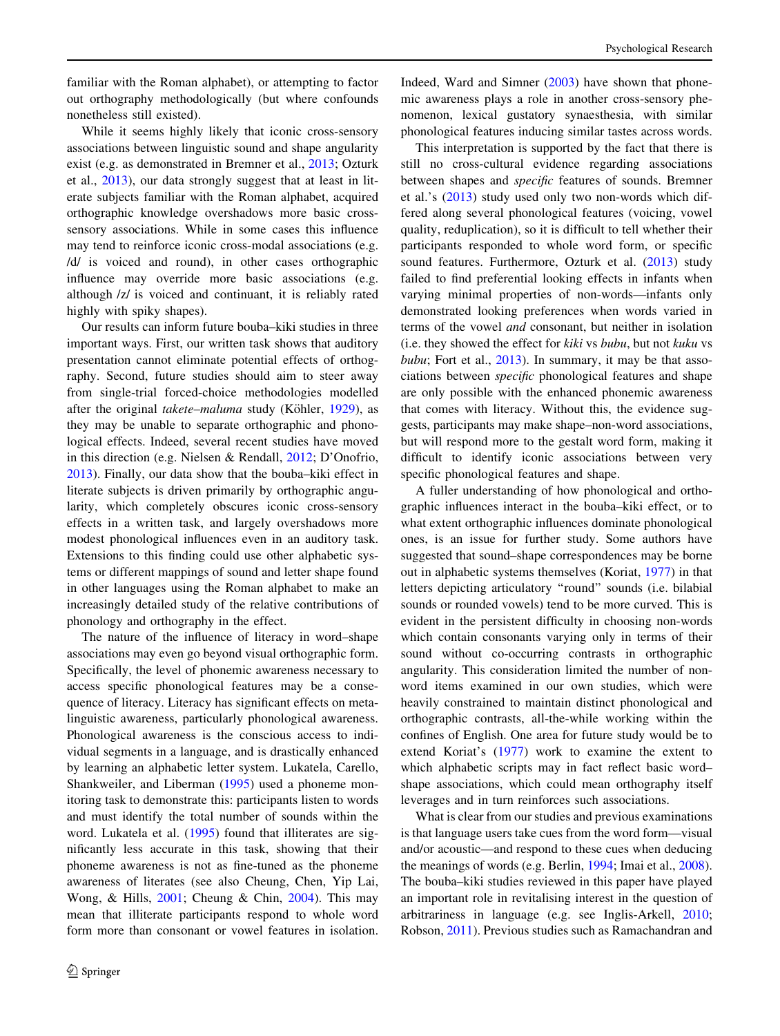familiar with the Roman alphabet), or attempting to factor out orthography methodologically (but where confounds nonetheless still existed).

While it seems highly likely that iconic cross-sensory associations between linguistic sound and shape angularity exist (e.g. as demonstrated in Bremner et al., 2013; Ozturk et al., 2013), our data strongly suggest that at least in literate subjects familiar with the Roman alphabet, acquired orthographic knowledge overshadows more basic cross-sensory associations. While in some cases this influence may tend to reinforce iconic cross-modal associations (e.g. /d/ is voiced and round), in other cases orthographic influence may override more basic associations (e.g. although /z/ is voiced and continuant, it is reliably rated highly with spiky shapes).

Our results can inform future bouba–kiki studies in three important ways. First, our written task shows that auditory presentation cannot eliminate potential effects of orthography. Second, future studies should aim to steer away from single-trial forced-choice methodologies modelled after the original *takete–maluma* study (Köhler, 1929), as they may be unable to separate orthographic and phonological effects. Indeed, several recent studies have moved in this direction (e.g. Nielsen & Rendall, 2012; D'Onofrio, 2013). Finally, our data show that the bouba–kiki effect in literate subjects is driven primarily by orthographic angularity, which completely obscures iconic cross-sensory effects in a written task, and largely overshadows more modest phonological influences even in an auditory task. Extensions to this finding could use other alphabetic systems or different mappings of sound and letter shape found in other languages using the Roman alphabet to make an increasingly detailed study of the relative contributions of phonology and orthography in the effect.

The nature of the influence of literacy in word–shape associations may even go beyond visual orthographic form. Specifically, the level of phonemic awareness necessary to access specific phonological features may be a consequence of literacy. Literacy has significant effects on metalinguistic awareness, particularly phonological awareness. Phonological awareness is the conscious access to individual segments in a language, and is drastically enhanced by learning an alphabetic letter system. Lukatela, Carello, Shankweiler, and Liberman (1995) used a phoneme monitoring task to demonstrate this: participants listen to words and must identify the total number of sounds within the word. Lukatela et al. (1995) found that illiterates are significantly less accurate in this task, showing that their phoneme awareness is not as fine-tuned as the phoneme awareness of literates (see also Cheung, Chen, Yip Lai, Wong, & Hills, 2001; Cheung & Chin, 2004). This may mean that illiterate participants respond to whole word form more than consonant or vowel features in isolation. Indeed, Ward and Simner (2003) have shown that phonemic awareness plays a role in another cross-sensory phenomenon, lexical gustatory synaesthesia, with similar phonological features inducing similar tastes across words.

This interpretation is supported by the fact that there is still no cross-cultural evidence regarding associations between shapes and *specific* features of sounds. Bremner et al.'s (2013) study used only two non-words which differed along several phonological features (voicing, vowel quality, reduplication), so it is difficult to tell whether their participants responded to whole word form, or specific sound features. Furthermore, Ozturk et al. (2013) study failed to find preferential looking effects in infants when varying minimal properties of non-words—infants only demonstrated looking preferences when words varied in terms of the vowel *and* consonant, but neither in isolation (i.e. they showed the effect for *kiki* vs *bubu*, but not *kuku* vs *bubu*; Fort et al., 2013). In summary, it may be that associations between *specific* phonological features and shape are only possible with the enhanced phonemic awareness that comes with literacy. Without this, the evidence suggests, participants may make shape–non-word associations, but will respond more to the gestalt word form, making it difficult to identify iconic associations between very specific phonological features and shape.

A fuller understanding of how phonological and orthographic influences interact in the bouba–kiki effect, or to what extent orthographic influences dominate phonological ones, is an issue for further study. Some authors have suggested that sound–shape correspondences may be borne out in alphabetic systems themselves (Koriat, 1977) in that letters depicting articulatory "round" sounds (i.e. bilabial sounds or rounded vowels) tend to be more curved. This is evident in the persistent difficulty in choosing non-words which contain consonants varying only in terms of their sound without co-occurring contrasts in orthographic angularity. This consideration limited the number of non-word items examined in our own studies, which were heavily constrained to maintain distinct phonological and orthographic contrasts, all-the-while working within the confines of English. One area for future study would be to extend Koriat's (1977) work to examine the extent to which alphabetic scripts may in fact reflect basic word–shape associations, which could mean orthography itself leverages and in turn reinforces such associations.

What is clear from our studies and previous examinations is that language users take cues from the word form—visual and/or acoustic—and respond to these cues when deducing the meanings of words (e.g. Berlin, 1994; Imai et al., 2008). The bouba–kiki studies reviewed in this paper have played an important role in revitalising interest in the question of arbitrariness in language (e.g. see Inglis-Arkell, 2010; Robson, 2011). Previous studies such as Ramachandran and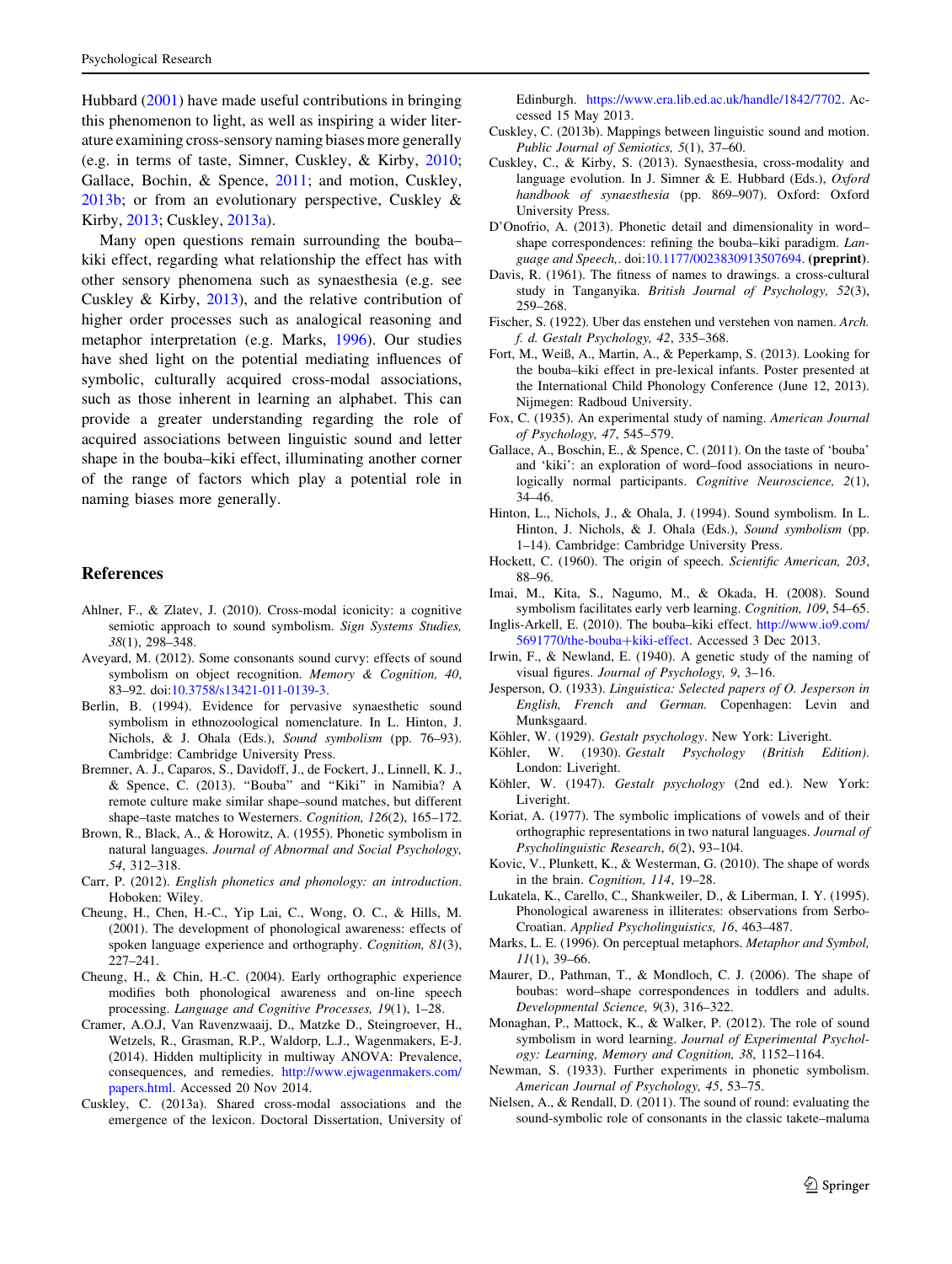Hubbard (2001) have made useful contributions in bringing this phenomenon to light, as well as inspiring a wider literature examining cross-sensory naming biases more generally (e.g. in terms of taste, Simner, Cuskley, & Kirby, 2010; Gallace, Bochin, & Spence, 2011; and motion, Cuskley, 2013b; or from an evolutionary perspective, Cuskley & Kirby, 2013; Cuskley, 2013a).

Many open questions remain surrounding the bouba–kiki effect, regarding what relationship the effect has with other sensory phenomena such as synaesthesia (e.g. see Cuskley & Kirby, 2013), and the relative contribution of higher order processes such as analogical reasoning and metaphor interpretation (e.g. Marks, 1996). Our studies have shed light on the potential mediating influences of symbolic, culturally acquired cross-modal associations, such as those inherent in learning an alphabet. This can provide a greater understanding regarding the role of acquired associations between linguistic sound and letter shape in the bouba–kiki effect, illuminating another corner of the range of factors which play a potential role in naming biases more generally.

## References

Ahlner, F., & Zlatev, J. (2010). Cross-modal iconicity: a cognitive semiotic approach to sound symbolism. *Sign Systems Studies, 38*(1), 298–348.

Aveyard, M. (2012). Some consonants sound curvy: effects of sound symbolism on object recognition. *Memory & Cognition, 40*, 83–92. doi:10.3758/s13421-011-0139-3.

Berlin, B. (1994). Evidence for pervasive synaesthetic sound symbolism in ethnozoological nomenclature. In L. Hinton, J. Nichols, & J. Ohala (Eds.), *Sound symbolism* (pp. 76–93). Cambridge: Cambridge University Press.

Bremner, A. J., Caparos, S., Davidoff, J., de Fockert, J., Linnell, K. J., & Spence, C. (2013). "Bouba" and "Kiki" in Namibia? A remote culture make similar shape–sound matches, but different shape–taste matches to Westerners. *Cognition, 126*(2), 165–172.

Brown, R., Black, A., & Horowitz, A. (1955). Phonetic symbolism in natural languages. *Journal of Abnormal and Social Psychology, 54*, 312–318.

Carr, P. (2012). *English phonetics and phonology: an introduction*. Hoboken: Wiley.

Cheung, H., Chen, H.-C., Yip Lai, C., Wong, O. C., & Hills, M. (2001). The development of phonological awareness: effects of spoken language experience and orthography. *Cognition, 81*(3), 227–241.

Cheung, H., & Chin, H.-C. (2004). Early orthographic experience modifies both phonological awareness and on-line speech processing. *Language and Cognitive Processes, 19*(1), 1–28.

Cramer, A.O.J, Van Ravenzwaaij, D., Matzke D., Steingroever, H., Wetzels, R., Grasman, R.P., Waldorp, L.J., Wagenmakers, E-J. (2014). Hidden multiplicity in multiway ANOVA: Prevalence, consequences, and remedies. http://www.ejwagenmakers.com/papers.html. Accessed 20 Nov 2014.

Cuskley, C. (2013a). Shared cross-modal associations and the emergence of the lexicon. Doctoral Dissertation, University of Edinburgh. https://www.era.lib.ed.ac.uk/handle/1842/7702. Accessed 15 May 2013.

Cuskley, C. (2013b). Mappings between linguistic sound and motion. *Public Journal of Semiotics, 5*(1), 37–60.

Cuskley, C., & Kirby, S. (2013). Synaesthesia, cross-modality and language evolution. In J. Simner & E. Hubbard (Eds.), *Oxford handbook of synaesthesia* (pp. 869–907). Oxford: Oxford University Press.

D'Onofrio, A. (2013). Phonetic detail and dimensionality in word–shape correspondences: refining the bouba–kiki paradigm. *Language and Speech*,. doi:10.1177/0023830913507694. **(preprint)**.

Davis, R. (1961). The fitness of names to drawings. a cross-cultural study in Tanganyika. *British Journal of Psychology, 52*(3), 259–268.

Fischer, S. (1922). Uber das enstehen und verstehen von namen. *Arch. f. d. Gestalt Psychology, 42*, 335–368.

Fort, M., Weiß, A., Martin, A., & Peperkamp, S. (2013). Looking for the bouba–kiki effect in pre-lexical infants. Poster presented at the International Child Phonology Conference (June 12, 2013). Nijmegen: Radboud University.

Fox, C. (1935). An experimental study of naming. *American Journal of Psychology, 47*, 545–579.

Gallace, A., Boschin, E., & Spence, C. (2011). On the taste of 'bouba' and 'kiki': an exploration of word–food associations in neurologically normal participants. *Cognitive Neuroscience, 2*(1), 34–46.

Hinton, L., Nichols, J., & Ohala, J. (1994). Sound symbolism. In L. Hinton, J. Nichols, & J. Ohala (Eds.), *Sound symbolism* (pp. 1–14). Cambridge: Cambridge University Press.

Hockett, C. (1960). The origin of speech. *Scientific American, 203*, 88–96.

Imai, M., Kita, S., Nagumo, M., & Okada, H. (2008). Sound symbolism facilitates early verb learning. *Cognition, 109*, 54–65.

Inglis-Arkell, E. (2010). The bouba–kiki effect. http://www.io9.com/5691770/the-bouba+kiki-effect. Accessed 3 Dec 2013.

Irwin, F., & Newland, E. (1940). A genetic study of the naming of visual figures. *Journal of Psychology, 9*, 3–16.

Jesperson, O. (1933). *Linguistica: Selected papers of O. Jesperson in English, French and German*. Copenhagen: Levin and Munksgaard.

Köhler, W. (1929). *Gestalt psychology*. New York: Liveright.

Köhler, W. (1930). *Gestalt Psychology (British Edition)*. London: Liveright.

Köhler, W. (1947). *Gestalt psychology* (2nd ed.). New York: Liveright.

Koriat, A. (1977). The symbolic implications of vowels and of their orthographic representations in two natural languages. *Journal of Psycholinguistic Research*, *6*(2), 93–104.

Kovic, V., Plunkett, K., & Westerman, G. (2010). The shape of words in the brain. *Cognition, 114*, 19–28.

Lukatela, K., Carello, C., Shankweiler, D., & Liberman, I. Y. (1995). Phonological awareness in illiterates: observations from Serbo-Croatian. *Applied Psycholinguistics, 16*, 463–487.

Marks, L. E. (1996). On perceptual metaphors. *Metaphor and Symbol, 11*(1), 39–66.

Maurer, D., Pathman, T., & Mondloch, C. J. (2006). The shape of boubas: sound–shape correspondences in toddlers and adults. *Developmental Science, 9*(3), 316–322.

Monaghan, P., Mattock, K., & Walker, P. (2012). The role of sound symbolism in word learning. *Journal of Experimental Psychology: Learning, Memory and Cognition, 38*, 1152–1164.

Newman, S. (1933). Further experiments in phonetic symbolism. *American Journal of Psychology, 45*, 53–75.

Nielsen, A., & Rendall, D. (2011). The sound of round: evaluating the sound-symbolic role of consonants in the classic takete–maluma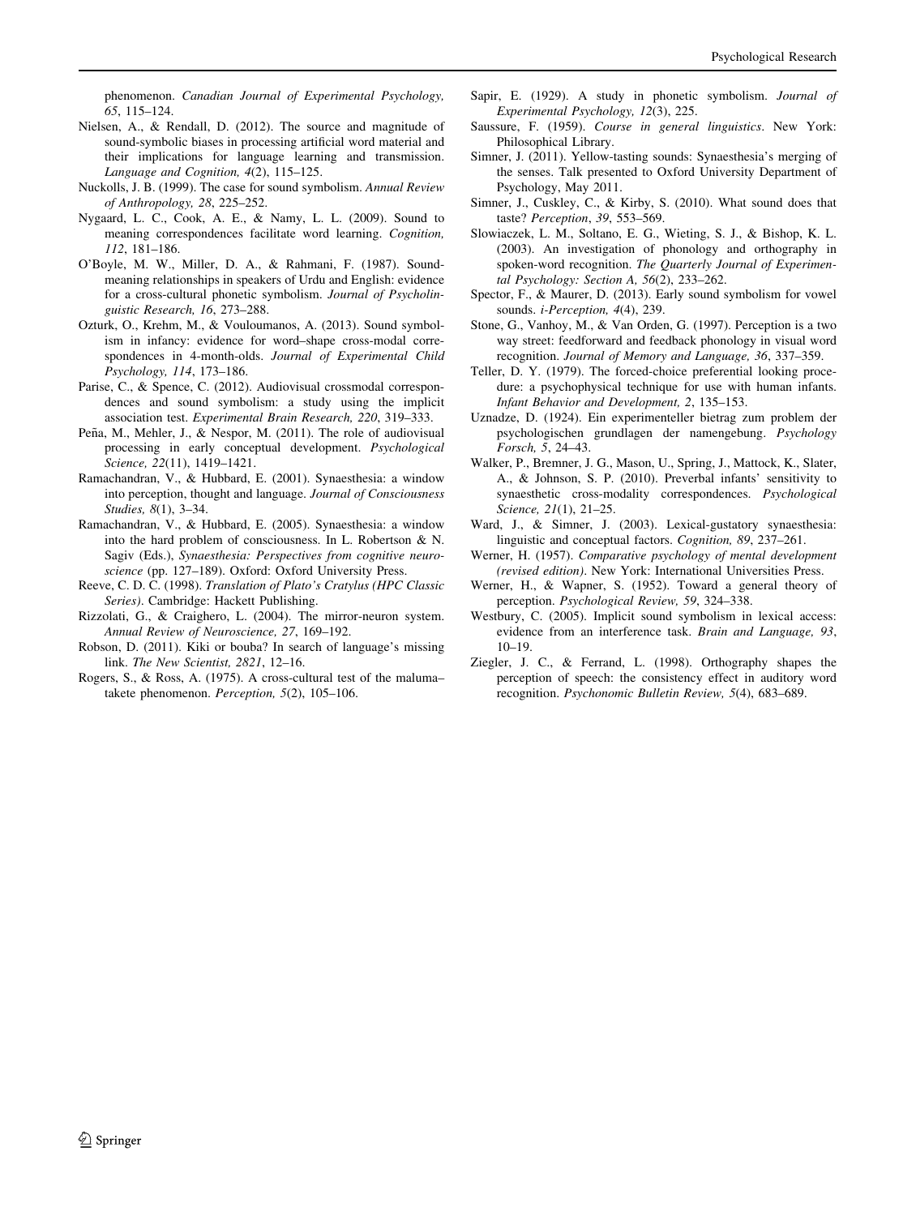phenomenon. *Canadian Journal of Experimental Psychology, 65*, 115–124.

Nielsen, A., & Rendall, D. (2012). The source and magnitude of sound-symbolic biases in processing artificial word material and their implications for language learning and transmission. *Language and Cognition, 4*(2), 115–125.

Nuckolls, J. B. (1999). The case for sound symbolism. *Annual Review of Anthropology, 28*, 225–252.

Nygaard, L. C., Cook, A. E., & Namy, L. L. (2009). Sound to meaning correspondences facilitate word learning. *Cognition, 112*, 181–186.

O'Boyle, M. W., Miller, D. A., & Rahmani, F. (1987). Sound-meaning relationships in speakers of Urdu and English: evidence for a cross-cultural phonetic symbolism. *Journal of Psycholinguistic Research, 16*, 273–288.

Ozturk, O., Krehm, M., & Vouloumanos, A. (2013). Sound symbolism in infancy: evidence for word–shape cross-modal correspondences in 4-month-olds. *Journal of Experimental Child Psychology, 114*, 173–186.

Parise, C., & Spence, C. (2012). Audiovisual crossmodal correspondences and sound symbolism: a study using the implicit association test. *Experimental Brain Research, 220*, 319–333.

Peña, M., Mehler, J., & Nespor, M. (2011). The role of audiovisual processing in early conceptual development. *Psychological Science, 22*(11), 1419–1421.

Ramachandran, V., & Hubbard, E. (2001). Synaesthesia: a window into perception, thought and language. *Journal of Consciousness Studies, 8*(1), 3–34.

Ramachandran, V., & Hubbard, E. (2005). Synaesthesia: a window into the hard problem of consciousness. In L. Robertson & N. Sagiv (Eds.), *Synaesthesia: Perspectives from cognitive neuroscience* (pp. 127–189). Oxford: Oxford University Press.

Reeve, C. D. C. (1998). *Translation of Plato's Cratylus (HPC Classic Series)*. Cambridge: Hackett Publishing.

Rizzolati, G., & Craighero, L. (2004). The mirror-neuron system. *Annual Review of Neuroscience, 27*, 169–192.

Robson, D. (2011). Kiki or bouba? In search of language's missing link. *The New Scientist, 2821*, 12–16.

Rogers, S., & Ross, A. (1975). A cross-cultural test of the maluma–takete phenomenon. *Perception, 5*(2), 105–106.

Sapir, E. (1929). A study in phonetic symbolism. *Journal of Experimental Psychology, 12*(3), 225.

Saussure, F. (1959). *Course in general linguistics*. New York: Philosophical Library.

Simner, J. (2011). Yellow-tasting sounds: Synaesthesia's merging of the senses. Talk presented to Oxford University Department of Psychology, May 2011.

Simner, J., Cuskley, C., & Kirby, S. (2010). What sound does that taste? *Perception, 39*, 553–569.

Slowiaczek, L. M., Soltano, E. G., Wieting, S. J., & Bishop, K. L. (2003). An investigation of phonology and orthography in spoken-word recognition. *The Quarterly Journal of Experimental Psychology: Section A, 56*(2), 233–262.

Spector, F., & Maurer, D. (2013). Early sound symbolism for vowel sounds. *i-Perception, 4*(4), 239.

Stone, G., Vanhoy, M., & Van Orden, G. (1997). Perception is a two way street: feedforward and feedback phonology in visual word recognition. *Journal of Memory and Language, 36*, 337–359.

Teller, D. Y. (1979). The forced-choice preferential looking procedure: a psychophysical technique for use with human infants. *Infant Behavior and Development, 2*, 135–153.

Uznadze, D. (1924). Ein experimenteller bietrag zum problem der psychologischen grundlagen der namengebung. *Psychology Forsch, 5*, 24–43.

Walker, P., Bremner, J. G., Mason, U., Spring, J., Mattock, K., Slater, A., & Johnson, S. P. (2010). Preverbal infants' sensitivity to synaesthetic cross-modality correspondences. *Psychological Science, 21*(1), 21–25.

Ward, J., & Simner, J. (2003). Lexical-gustatory synaesthesia: linguistic and conceptual factors. *Cognition, 89*, 237–261.

Werner, H. (1957). *Comparative psychology of mental development (revised edition)*. New York: International Universities Press.

Werner, H., & Wapner, S. (1952). Toward a general theory of perception. *Psychological Review, 59*, 324–338.

Westbury, C. (2005). Implicit sound symbolism in lexical access: evidence from an interference task. *Brain and Language, 93*, 10–19.

Ziegler, J. C., & Ferrand, L. (1998). Orthography shapes the perception of speech: the consistency effect in auditory word recognition. *Psychonomic Bulletin Review, 5*(4), 683–689.